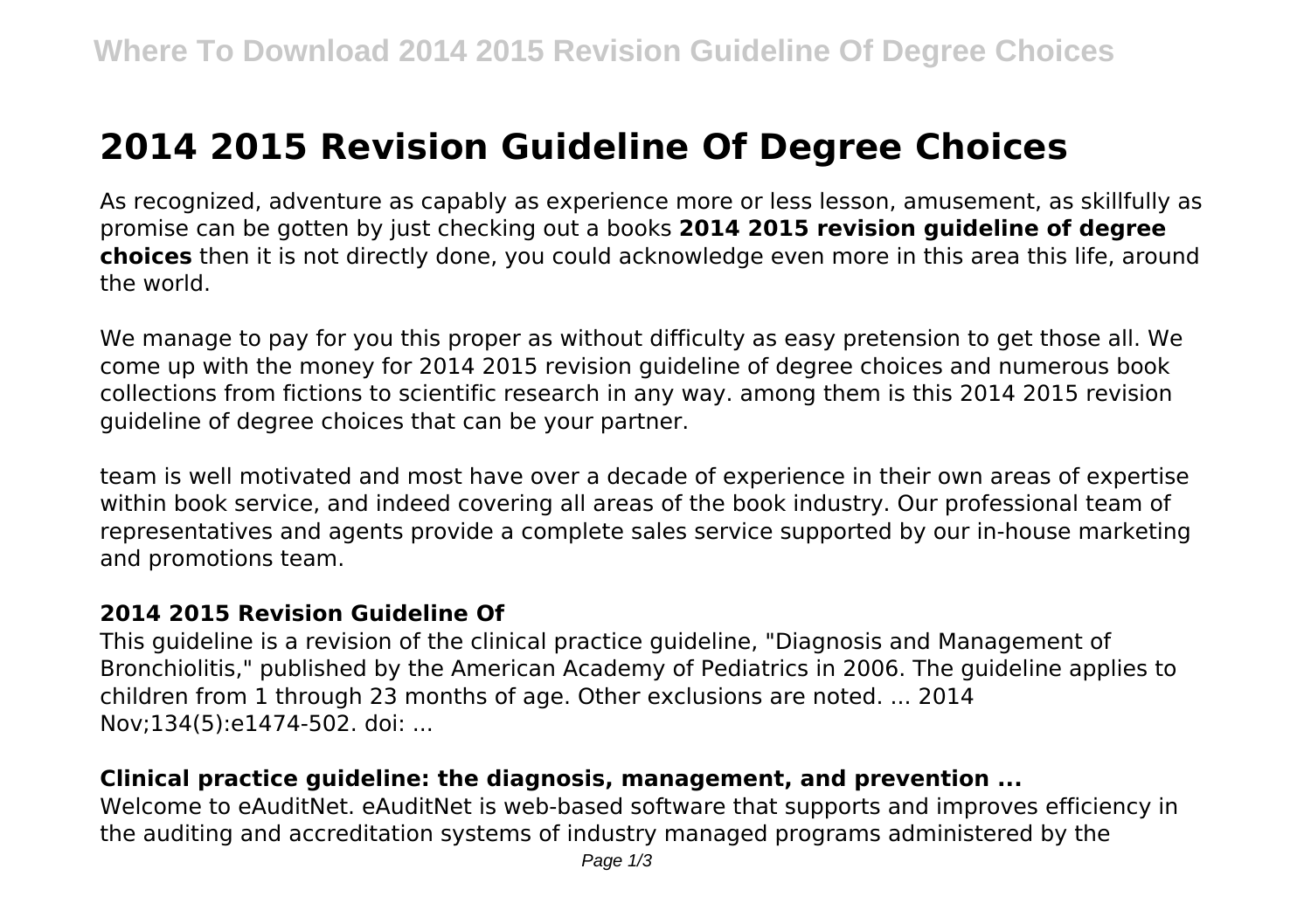# 2014 2015 Revision Guideline Of Degree Choices

As recognized, adventure as capably as experience more or less lesson, amusement, as skillfully as promise can be gotten by just checking out a books **2014 2015 revision guideline of degree choices** then it is not directly done, you could acknowledge even more in this area this life, around the world.

We manage to pay for you this proper as without difficulty as easy pretension to get those all. We come up with the money for 2014 2015 revision guideline of degree choices and numerous book collections from fictions to scientific research in any way. among them is this 2014 2015 revision guideline of degree choices that can be your partner.

team is well motivated and most have over a decade of experience in their own areas of expertise within book service, and indeed covering all areas of the book industry. Our professional team of representatives and agents provide a complete sales service supported by our in-house marketing and promotions team.

### 2014 2015 Revision Guideline Of

This guideline is a revision of the clinical practice guideline, "Diagnosis and Management of Bronchiolitis," published by the American Academy of Pediatrics in 2006. The guideline applies to children from 1 through 23 months of age. Other exclusions are noted. ... 2014 Nov;134(5):e1474-502. doi: ...

### Clinical practice guideline: the diagnosis, management, and prevention ...

Welcome to eAuditNet. eAuditNet is web-based software that supports and improves efficiency in the auditing and accreditation systems of industry managed programs administered by the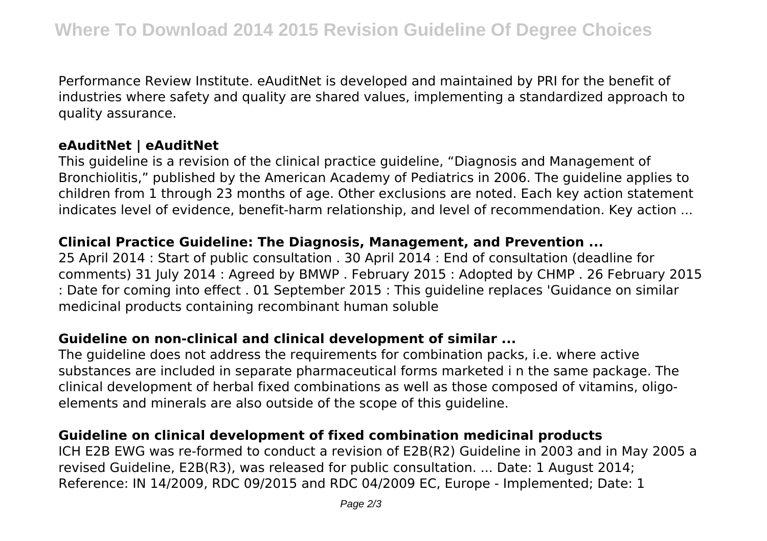Performance Review Institute. eAuditNet is developed and maintained by PRI for the benefit of industries where safety and quality are shared values, implementing a standardized approach to quality assurance.

### eAuditNet | eAuditNet

This guideline is a revision of the clinical practice guideline, "Diagnosis and Management of Bronchiolitis," published by the American Academy of Pediatrics in 2006. The guideline applies to children from 1 through 23 months of age. Other exclusions are noted. Each key action statement indicates level of evidence, benefit-harm relationship, and level of recommendation. Key action ...

### Clinical Practice Guideline: The Diagnosis, Management, and Prevention ...

25 April 2014 : Start of public consultation . 30 April 2014 : End of consultation (deadline for comments) 31 July 2014 : Agreed by BMWP . February 2015 : Adopted by CHMP . 26 February 2015 : Date for coming into effect . 01 September 2015 : This guideline replaces 'Guidance on similar medicinal products containing recombinant human soluble

### Guideline on non-clinical and clinical development of similar ...

The guideline does not address the requirements for combination packs, i.e. where active substances are included in separate pharmaceutical forms marketed i n the same package. The clinical development of herbal fixed combinations as well as those composed of vitamins, oligo-elements and minerals are also outside of the scope of this guideline.

### Guideline on clinical development of fixed combination medicinal products

ICH E2B EWG was re-formed to conduct a revision of E2B(R2) Guideline in 2003 and in May 2005 a revised Guideline, E2B(R3), was released for public consultation. ... Date: 1 August 2014; Reference: IN 14/2009, RDC 09/2015 and RDC 04/2009 EC, Europe - Implemented; Date: 1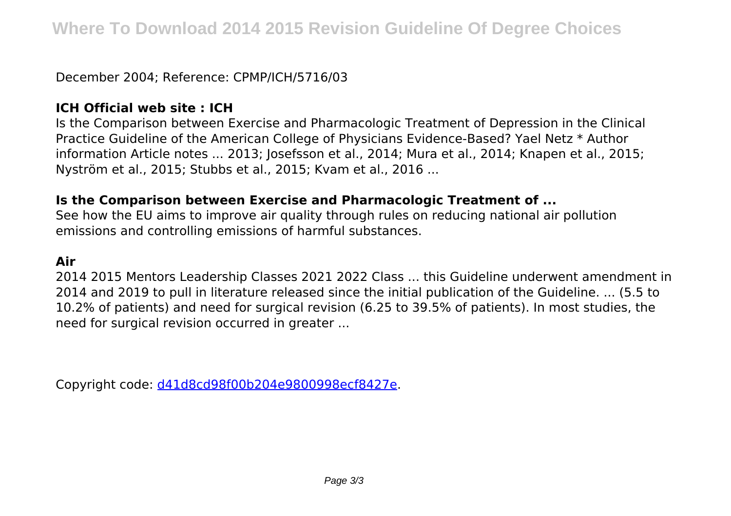December 2004; Reference: CPMP/ICH/5716/03

**ICH Official web site : ICH**

Is the Comparison between Exercise and Pharmacologic Treatment of Depression in the Clinical Practice Guideline of the American College of Physicians Evidence-Based? Yael Netz * Author information Article notes ... 2013; Josefsson et al., 2014; Mura et al., 2014; Knapen et al., 2015; Nyström et al., 2015; Stubbs et al., 2015; Kvam et al., 2016 ...

**Is the Comparison between Exercise and Pharmacologic Treatment of ...**

See how the EU aims to improve air quality through rules on reducing national air pollution emissions and controlling emissions of harmful substances.

**Air**

2014 2015 Mentors Leadership Classes 2021 2022 Class ... this Guideline underwent amendment in 2014 and 2019 to pull in literature released since the initial publication of the Guideline. ... (5.5 to 10.2% of patients) and need for surgical revision (6.25 to 39.5% of patients). In most studies, the need for surgical revision occurred in greater ...

Copyright code: d41d8cd98f00b204e9800998ecf8427e.